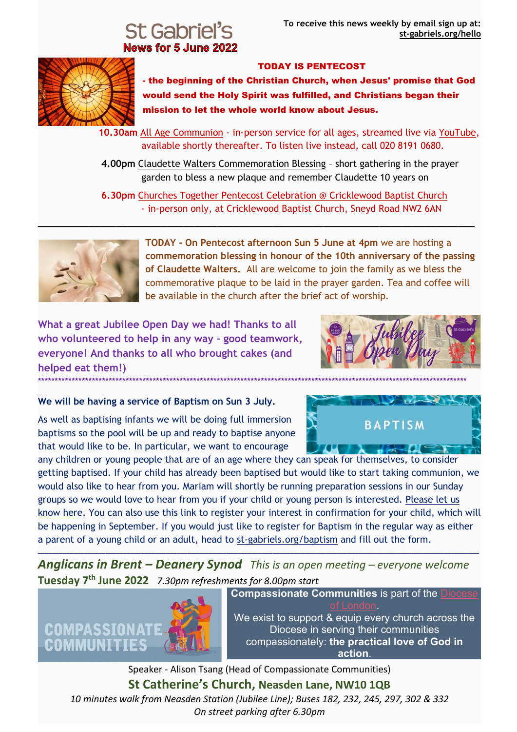# St Gabriel's

## News for 5 June 2022

To receive this news weekly by email sign up at: **st-gabriels.org/hello**

**TODAY IS PENTECOST**

**- the beginning of the Christian Church, when Jesus' promise that God would send the Holy Spirit was fulfilled, and Christians began their mission to let the whole world know about Jesus.**

**10.30am** All Age Communion - in-person service for all ages, streamed live via YouTube, available shortly thereafter. To listen live instead, call 020 8191 0680.

**4.00pm** Claudette Walters Commemoration Blessing – short gathering in the prayer garden to bless a new plaque and remember Claudette 10 years on

**6.30pm** Churches Together Pentecost Celebration @ Cricklewood Baptist Church - in-person only, at Cricklewood Baptist Church, Sneyd Road NW2 6AN

---

**TODAY - On Pentecost afternoon Sun 5 June at 4pm** we are hosting a **commemoration blessing in honour of the 10th anniversary of the passing of Claudette Walters.** All are welcome to join the family as we bless the commemorative plaque to be laid in the prayer garden. Tea and coffee will be available in the church after the brief act of worship.

**What a great Jubilee Open Day we had! Thanks to all who volunteered to help in any way - good teamwork, everyone! And thanks to all who brought cakes (and helped eat them!)**

***

**We will be having a service of Baptism on Sun 3 July.**

As well as baptising infants we will be doing full immersion baptisms so the pool will be up and ready to baptise anyone that would like to be. In particular, we want to encourage any children or young people that are of an age where they can speak for themselves, to consider getting baptised. If your child has already been baptised but would like to start taking communion, we would also like to hear from you. Mariam will shortly be running preparation sessions in our Sunday groups so we would love to hear from you if your child or young person is interested. Please let us know here. You can also use this link to register your interest in confirmation for your child, which will be happening in September. If you would just like to register for Baptism in the regular way as either a parent of a young child or an adult, head to st-gabriels.org/baptism and fill out the form.

---

## *Anglicans in Brent – Deanery Synod* *This is an open meeting – everyone welcome*

**Tuesday 7th June 2022** *7.30pm refreshments for 8.00pm start*

**Compassionate Communities** is part of the Diocese of London.

We exist to support & equip every church across the Diocese in serving their communities compassionately: **the practical love of God in action**.

Speaker - Alison Tsang (Head of Compassionate Communities)

**St Catherine's Church, Neasden Lane, NW10 1QB**

*10 minutes walk from Neasden Station (Jubilee Line); Buses 182, 232, 245, 297, 302 & 332*

*On street parking after 6.30pm*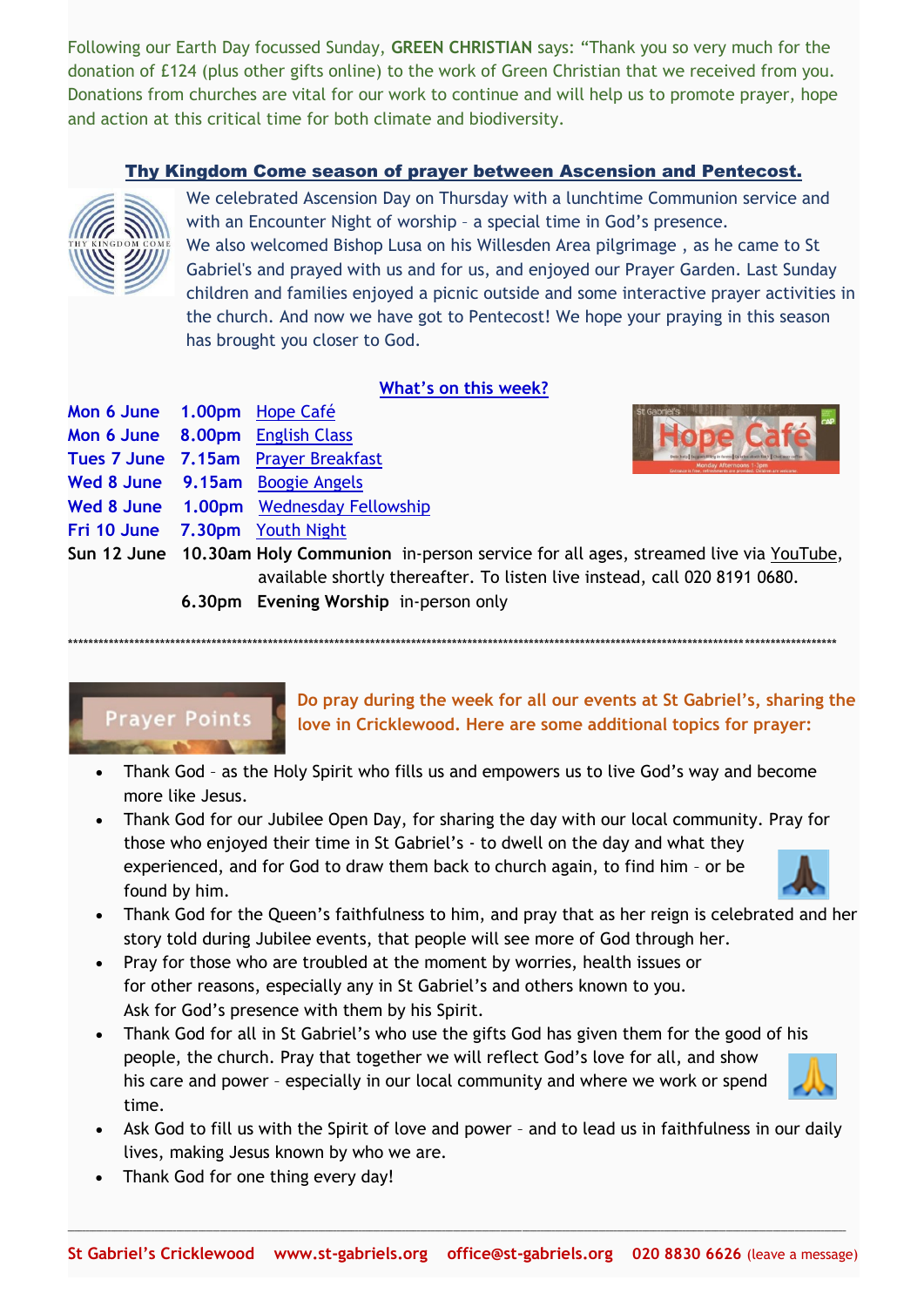Following our Earth Day focussed Sunday, **GREEN CHRISTIAN** says: "Thank you so very much for the donation of £124 (plus other gifts online) to the work of Green Christian that we received from you. Donations from churches are vital for our work to continue and will help us to promote prayer, hope and action at this critical time for both climate and biodiversity.

## Thy Kingdom Come season of prayer between Ascension and Pentecost.

We celebrated Ascension Day on Thursday with a lunchtime Communion service and with an Encounter Night of worship – a special time in God's presence.
We also welcomed Bishop Lusa on his Willesden Area pilgrimage , as he came to St Gabriel's and prayed with us and for us, and enjoyed our Prayer Garden. Last Sunday children and families enjoyed a picnic outside and some interactive prayer activities in the church. And now we have got to Pentecost! We hope your praying in this season has brought you closer to God.

## What's on this week?

| | | |
|---|---|---|
| **Mon 6 June** | **1.00pm** | Hope Café |
| **Mon 6 June** | **8.00pm** | English Class |
| **Tues 7 June** | **7.15am** | Prayer Breakfast |
| **Wed 8 June** | **9.15am** | Boogie Angels |
| **Wed 8 June** | **1.00pm** | Wednesday Fellowship |
| **Fri 10 June** | **7.30pm** | Youth Night |
| **Sun 12 June** | **10.30am** | **Holy Communion** in-person service for all ages, streamed live via YouTube, available shortly thereafter. To listen live instead, call 020 8191 0680. |
| | **6.30pm** | **Evening Worship** in-person only |

**Do pray during the week for all our events at St Gabriel's, sharing the love in Cricklewood. Here are some additional topics for prayer:**

- Thank God – as the Holy Spirit who fills us and empowers us to live God's way and become more like Jesus.
- Thank God for our Jubilee Open Day, for sharing the day with our local community. Pray for those who enjoyed their time in St Gabriel's - to dwell on the day and what they experienced, and for God to draw them back to church again, to find him – or be found by him.
- Thank God for the Queen's faithfulness to him, and pray that as her reign is celebrated and her story told during Jubilee events, that people will see more of God through her.
- Pray for those who are troubled at the moment by worries, health issues or for other reasons, especially any in St Gabriel's and others known to you. Ask for God's presence with them by his Spirit.
- Thank God for all in St Gabriel's who use the gifts God has given them for the good of his people, the church. Pray that together we will reflect God's love for all, and show his care and power – especially in our local community and where we work or spend time.
- Ask God to fill us with the Spirit of love and power – and to lead us in faithfulness in our daily lives, making Jesus known by who we are.
- Thank God for one thing every day!

**St Gabriel's Cricklewood www.st-gabriels.org office@st-gabriels.org 020 8830 6626** (leave a message)